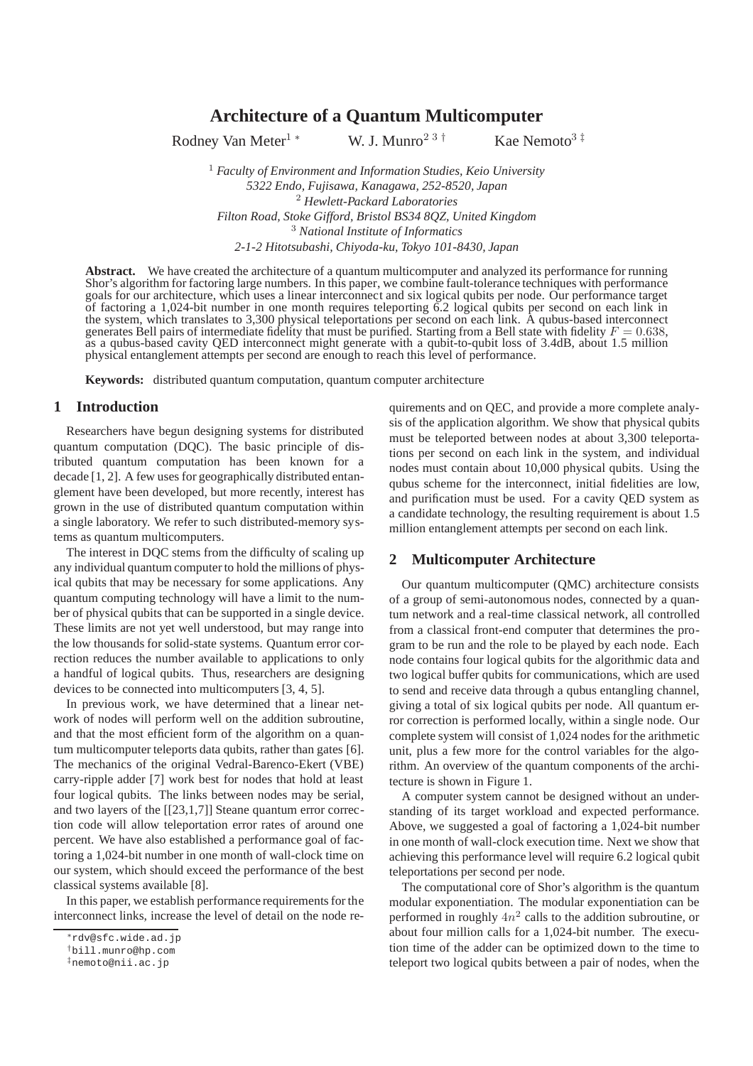# Architecture of a Quantum Multicomputer

Rodney Van Meter[1 *] W. J. Munro[2 3 †] Kae Nemoto[3 ‡]

[1] *Faculty of Environment and Information Studies, Keio University*
*5322 Endo, Fujisawa, Kanagawa, 252-8520, Japan*
[2] *Hewlett-Packard Laboratories*
*Filton Road, Stoke Gifford, Bristol BS34 8QZ, United Kingdom*
[3] *National Institute of Informatics*
*2-1-2 Hitotsubashi, Chiyoda-ku, Tokyo 101-8430, Japan*

**Abstract.** We have created the architecture of a quantum multicomputer and analyzed its performance for running Shor's algorithm for factoring large numbers. In this paper, we combine fault-tolerance techniques with performance goals for our architecture, which uses a linear interconnect and six logical qubits per node. Our performance target of factoring a 1,024-bit number in one month requires teleporting 6.2 logical qubits per second on each link in the system, which translates to 3,300 physical teleportations per second on each link. A qubus-based interconnect generates Bell pairs of intermediate fidelity that must be purified. Starting from a Bell state with fidelity $F = 0.638$, as a qubus-based cavity QED interconnect might generate with a qubit-to-qubit loss of 3.4dB, about 1.5 million physical entanglement attempts per second are enough to reach this level of performance.

**Keywords:** distributed quantum computation, quantum computer architecture

## 1 Introduction

Researchers have begun designing systems for distributed quantum computation (DQC). The basic principle of distributed quantum computation has been known for a decade [1, 2]. A few uses for geographically distributed entanglement have been developed, but more recently, interest has grown in the use of distributed quantum computation within a single laboratory. We refer to such distributed-memory systems as quantum multicomputers.

The interest in DQC stems from the difficulty of scaling up any individual quantum computer to hold the millions of physical qubits that may be necessary for some applications. Any quantum computing technology will have a limit to the number of physical qubits that can be supported in a single device. These limits are not yet well understood, but may range into the low thousands for solid-state systems. Quantum error correction reduces the number available to applications to only a handful of logical qubits. Thus, researchers are designing devices to be connected into multicomputers [3, 4, 5].

In previous work, we have determined that a linear network of nodes will perform well on the addition subroutine, and that the most efficient form of the algorithm on a quantum multicomputer teleports data qubits, rather than gates [6]. The mechanics of the original Vedral-Barenco-Ekert (VBE) carry-ripple adder [7] work best for nodes that hold at least four logical qubits. The links between nodes may be serial, and two layers of the [[23,1,7]] Steane quantum error correction code will allow teleportation error rates of around one percent. We have also established a performance goal of factoring a 1,024-bit number in one month of wall-clock time on our system, which should exceed the performance of the best classical systems available [8].

In this paper, we establish performance requirements for the interconnect links, increase the level of detail on the node requirements and on QEC, and provide a more complete analysis of the application algorithm. We show that physical qubits must be teleported between nodes at about 3,300 teleportations per second on each link in the system, and individual nodes must contain about 10,000 physical qubits. Using the qubus scheme for the interconnect, initial fidelities are low, and purification must be used. For a cavity QED system as a candidate technology, the resulting requirement is about 1.5 million entanglement attempts per second on each link.

## 2 Multicomputer Architecture

Our quantum multicomputer (QMC) architecture consists of a group of semi-autonomous nodes, connected by a quantum network and a real-time classical network, all controlled from a classical front-end computer that determines the program to be run and the role to be played by each node. Each node contains four logical qubits for the algorithmic data and two logical buffer qubits for communications, which are used to send and receive data through a qubus entangling channel, giving a total of six logical qubits per node. All quantum error correction is performed locally, within a single node. Our complete system will consist of 1,024 nodes for the arithmetic unit, plus a few more for the control variables for the algorithm. An overview of the quantum components of the architecture is shown in Figure 1.

A computer system cannot be designed without an understanding of its target workload and expected performance. Above, we suggested a goal of factoring a 1,024-bit number in one month of wall-clock execution time. Next we show that achieving this performance level will require 6.2 logical qubit teleportations per second per node.

The computational core of Shor's algorithm is the quantum modular exponentiation. The modular exponentiation can be performed in roughly $4n^2$ calls to the addition subroutine, or about four million calls for a 1,024-bit number. The execution time of the adder can be optimized down to the time to teleport two logical qubits between a pair of nodes, when the

*rdv@sfc.wide.ad.jp
†bill.munro@hp.com
‡nemoto@nii.ac.jp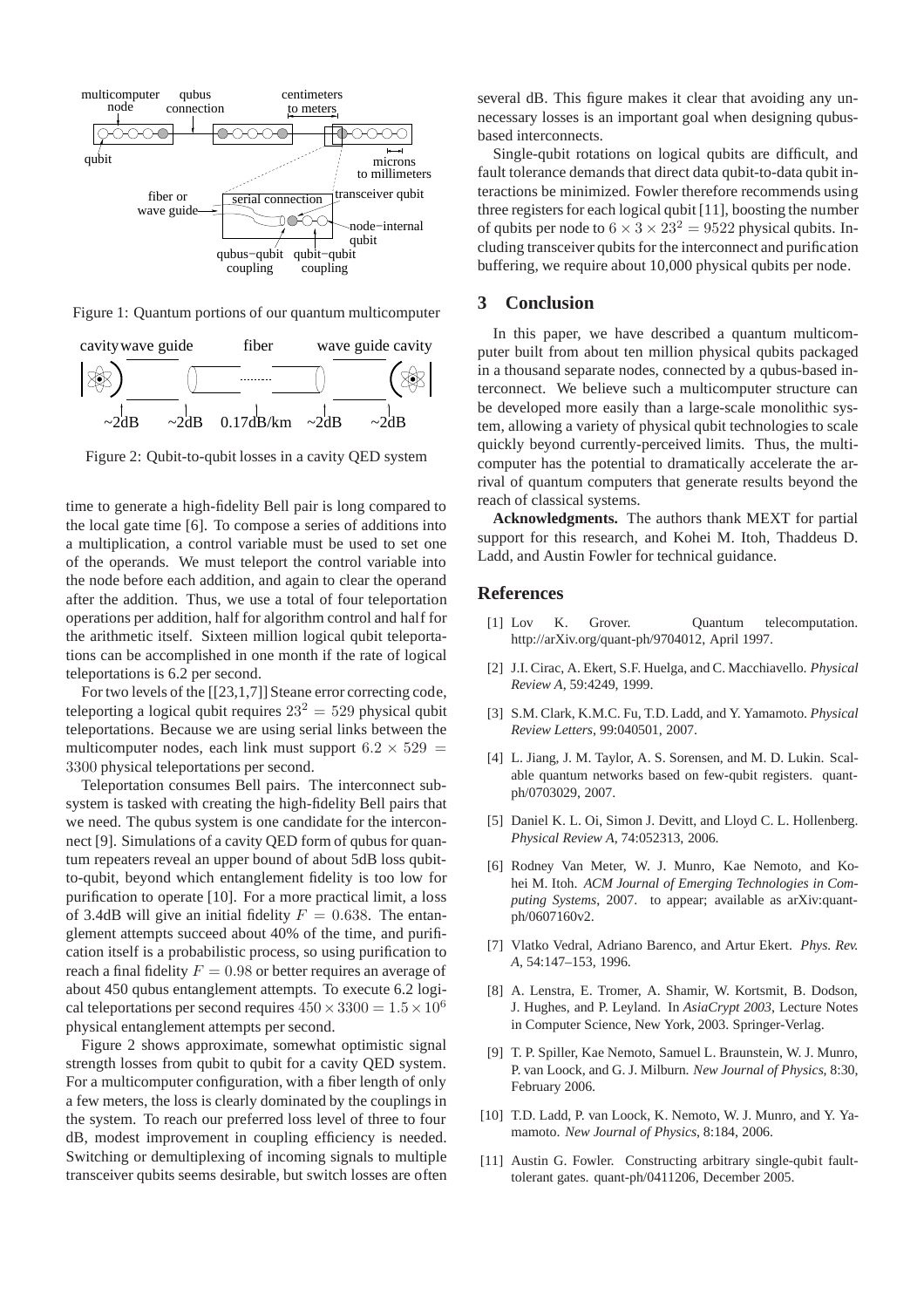multicomputer node

qubus connection

centimeters to meters

qubit

microns to millimeters

fiber or wave guide

serial connection

transceiver qubit

node−internal qubit

qubus−qubit coupling

qubit−qubit coupling

Figure 1: Quantum portions of our quantum multicomputer

cavity wave guide

fiber

wave guide cavity

~2dB ~2dB 0.17dB/km ~2dB ~2dB

Figure 2: Qubit-to-qubit losses in a cavity QED system

time to generate a high-fidelity Bell pair is long compared to the local gate time [6]. To compose a series of additions into a multiplication, a control variable must be used to set one of the operands. We must teleport the control variable into the node before each addition, and again to clear the operand after the addition. Thus, we use a total of four teleportation operations per addition, half for algorithm control and half for the arithmetic itself. Sixteen million logical qubit teleportations can be accomplished in one month if the rate of logical teleportations is 6.2 per second.

For two levels of the [[23,1,7]] Steane error correcting code, teleporting a logical qubit requires $23^2 = 529$ physical qubit teleportations. Because we are using serial links between the multicomputer nodes, each link must support $6.2 \times 529 = 3300$ physical teleportations per second.

Teleportation consumes Bell pairs. The interconnect subsystem is tasked with creating the high-fidelity Bell pairs that we need. The qubus system is one candidate for the interconnect [9]. Simulations of a cavity QED form of qubus for quantum repeaters reveal an upper bound of about 5dB loss qubit-to-qubit, beyond which entanglement fidelity is too low for purification to operate [10]. For a more practical limit, a loss of 3.4dB will give an initial fidelity $F = 0.638$. The entanglement attempts succeed about 40% of the time, and purification itself is a probabilistic process, so using purification to reach a final fidelity $F = 0.98$ or better requires an average of about 450 qubus entanglement attempts. To execute 6.2 logical teleportations per second requires $450 \times 3300 = 1.5 \times 10^6$ physical entanglement attempts per second.

Figure 2 shows approximate, somewhat optimistic signal strength losses from qubit to qubit for a cavity QED system. For a multicomputer configuration, with a fiber length of only a few meters, the loss is clearly dominated by the couplings in the system. To reach our preferred loss level of three to four dB, modest improvement in coupling efficiency is needed. Switching or demultiplexing of incoming signals to multiple transceiver qubits seems desirable, but switch losses are often several dB. This figure makes it clear that avoiding any unnecessary losses is an important goal when designing qubus-based interconnects.

Single-qubit rotations on logical qubits are difficult, and fault tolerance demands that direct data qubit-to-data qubit interactions be minimized. Fowler therefore recommends using three registers for each logical qubit [11], boosting the number of qubits per node to $6 \times 3 \times 23^2 = 9522$ physical qubits. Including transceiver qubits for the interconnect and purification buffering, we require about 10,000 physical qubits per node.

## 3 Conclusion

In this paper, we have described a quantum multicomputer built from about ten million physical qubits packaged in a thousand separate nodes, connected by a qubus-based interconnect. We believe such a multicomputer structure can be developed more easily than a large-scale monolithic system, allowing a variety of physical qubit technologies to scale quickly beyond currently-perceived limits. Thus, the multicomputer has the potential to dramatically accelerate the arrival of quantum computers that generate results beyond the reach of classical systems.

**Acknowledgments.** The authors thank MEXT for partial support for this research, and Kohei M. Itoh, Thaddeus D. Ladd, and Austin Fowler for technical guidance.

## References

[1] Lov K. Grover. Quantum telecomputation. http://arXiv.org/quant-ph/9704012, April 1997.

[2] J.I. Cirac, A. Ekert, S.F. Huelga, and C. Macchiavello. *Physical Review A*, 59:4249, 1999.

[3] S.M. Clark, K.M.C. Fu, T.D. Ladd, and Y. Yamamoto. *Physical Review Letters*, 99:040501, 2007.

[4] L. Jiang, J. M. Taylor, A. S. Sorensen, and M. D. Lukin. Scalable quantum networks based on few-qubit registers. quant-ph/0703029, 2007.

[5] Daniel K. L. Oi, Simon J. Devitt, and Lloyd C. L. Hollenberg. *Physical Review A*, 74:052313, 2006.

[6] Rodney Van Meter, W. J. Munro, Kae Nemoto, and Kohei M. Itoh. *ACM Journal of Emerging Technologies in Computing Systems*, 2007. to appear; available as arXiv:quant-ph/0607160v2.

[7] Vlatko Vedral, Adriano Barenco, and Artur Ekert. *Phys. Rev. A*, 54:147–153, 1996.

[8] A. Lenstra, E. Tromer, A. Shamir, W. Kortsmit, B. Dodson, J. Hughes, and P. Leyland. In *AsiaCrypt 2003*, Lecture Notes in Computer Science, New York, 2003. Springer-Verlag.

[9] T. P. Spiller, Kae Nemoto, Samuel L. Braunstein, W. J. Munro, P. van Loock, and G. J. Milburn. *New Journal of Physics*, 8:30, February 2006.

[10] T.D. Ladd, P. van Loock, K. Nemoto, W. J. Munro, and Y. Yamamoto. *New Journal of Physics*, 8:184, 2006.

[11] Austin G. Fowler. Constructing arbitrary single-qubit fault-tolerant gates. quant-ph/0411206, December 2005.